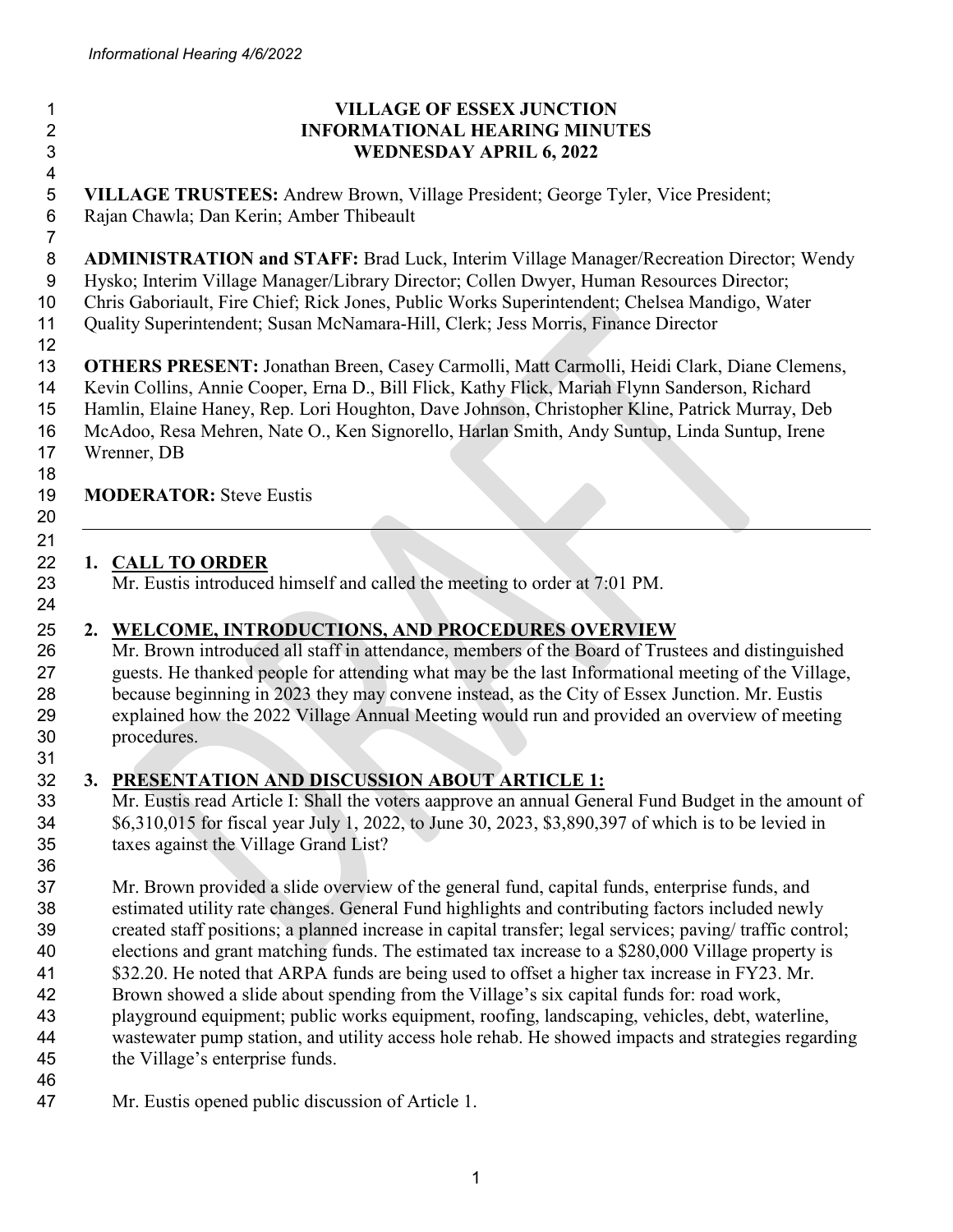# VILLAGE OF ESSEX JUNCTION
# INFORMATIONAL HEARING MINUTES
# WEDNESDAY APRIL 6, 2022

**VILLAGE TRUSTEES:** Andrew Brown, Village President; George Tyler, Vice President; Rajan Chawla; Dan Kerin; Amber Thibeault

**ADMINISTRATION and STAFF:** Brad Luck, Interim Village Manager/Recreation Director; Wendy Hysko; Interim Village Manager/Library Director; Collen Dwyer, Human Resources Director; Chris Gaboriault, Fire Chief; Rick Jones, Public Works Superintendent; Chelsea Mandigo, Water Quality Superintendent; Susan McNamara-Hill, Clerk; Jess Morris, Finance Director

**OTHERS PRESENT:** Jonathan Breen, Casey Carmolli, Matt Carmolli, Heidi Clark, Diane Clemens, Kevin Collins, Annie Cooper, Erna D., Bill Flick, Kathy Flick, Mariah Flynn Sanderson, Richard Hamlin, Elaine Haney, Rep. Lori Houghton, Dave Johnson, Christopher Kline, Patrick Murray, Deb McAdoo, Resa Mehren, Nate O., Ken Signorello, Harlan Smith, Andy Suntup, Linda Suntup, Irene Wrenner, DB

**MODERATOR:** Steve Eustis

---

## 1. CALL TO ORDER

Mr. Eustis introduced himself and called the meeting to order at 7:01 PM.

## 2. WELCOME, INTRODUCTIONS, AND PROCEDURES OVERVIEW

Mr. Brown introduced all staff in attendance, members of the Board of Trustees and distinguished guests. He thanked people for attending what may be the last Informational meeting of the Village, because beginning in 2023 they may convene instead, as the City of Essex Junction. Mr. Eustis explained how the 2022 Village Annual Meeting would run and provided an overview of meeting procedures.

## 3. PRESENTATION AND DISCUSSION ABOUT ARTICLE 1:

Mr. Eustis read Article I: Shall the voters aapprove an annual General Fund Budget in the amount of $6,310,015 for fiscal year July 1, 2022, to June 30, 2023, $3,890,397 of which is to be levied in taxes against the Village Grand List?

Mr. Brown provided a slide overview of the general fund, capital funds, enterprise funds, and estimated utility rate changes. General Fund highlights and contributing factors included newly created staff positions; a planned increase in capital transfer; legal services; paving/ traffic control; elections and grant matching funds. The estimated tax increase to a $280,000 Village property is $32.20. He noted that ARPA funds are being used to offset a higher tax increase in FY23. Mr. Brown showed a slide about spending from the Village's six capital funds for: road work, playground equipment; public works equipment, roofing, landscaping, vehicles, debt, waterline, wastewater pump station, and utility access hole rehab. He showed impacts and strategies regarding the Village's enterprise funds.

Mr. Eustis opened public discussion of Article 1.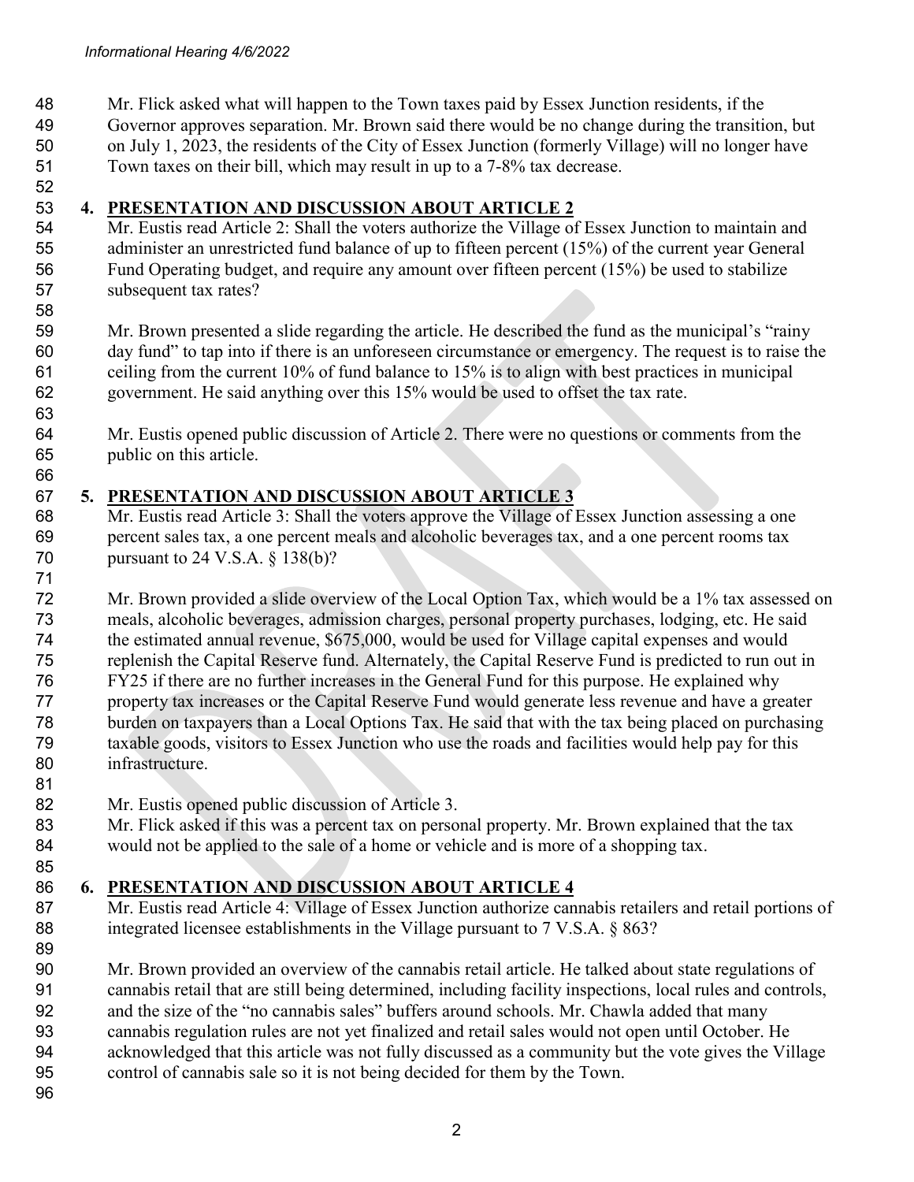Mr. Flick asked what will happen to the Town taxes paid by Essex Junction residents, if the Governor approves separation. Mr. Brown said there would be no change during the transition, but on July 1, 2023, the residents of the City of Essex Junction (formerly Village) will no longer have Town taxes on their bill, which may result in up to a 7-8% tax decrease.

## 4. PRESENTATION AND DISCUSSION ABOUT ARTICLE 2

Mr. Eustis read Article 2: Shall the voters authorize the Village of Essex Junction to maintain and administer an unrestricted fund balance of up to fifteen percent (15%) of the current year General Fund Operating budget, and require any amount over fifteen percent (15%) be used to stabilize subsequent tax rates?

Mr. Brown presented a slide regarding the article. He described the fund as the municipal's "rainy day fund" to tap into if there is an unforeseen circumstance or emergency. The request is to raise the ceiling from the current 10% of fund balance to 15% is to align with best practices in municipal government. He said anything over this 15% would be used to offset the tax rate.

Mr. Eustis opened public discussion of Article 2. There were no questions or comments from the public on this article.

## 5. PRESENTATION AND DISCUSSION ABOUT ARTICLE 3

Mr. Eustis read Article 3: Shall the voters approve the Village of Essex Junction assessing a one percent sales tax, a one percent meals and alcoholic beverages tax, and a one percent rooms tax pursuant to 24 V.S.A. § 138(b)?

Mr. Brown provided a slide overview of the Local Option Tax, which would be a 1% tax assessed on meals, alcoholic beverages, admission charges, personal property purchases, lodging, etc. He said the estimated annual revenue, $675,000, would be used for Village capital expenses and would replenish the Capital Reserve fund. Alternately, the Capital Reserve Fund is predicted to run out in FY25 if there are no further increases in the General Fund for this purpose. He explained why property tax increases or the Capital Reserve Fund would generate less revenue and have a greater burden on taxpayers than a Local Options Tax. He said that with the tax being placed on purchasing taxable goods, visitors to Essex Junction who use the roads and facilities would help pay for this infrastructure.

Mr. Eustis opened public discussion of Article 3.
Mr. Flick asked if this was a percent tax on personal property. Mr. Brown explained that the tax would not be applied to the sale of a home or vehicle and is more of a shopping tax.

## 6. PRESENTATION AND DISCUSSION ABOUT ARTICLE 4

Mr. Eustis read Article 4: Village of Essex Junction authorize cannabis retailers and retail portions of integrated licensee establishments in the Village pursuant to 7 V.S.A. § 863?

Mr. Brown provided an overview of the cannabis retail article. He talked about state regulations of cannabis retail that are still being determined, including facility inspections, local rules and controls, and the size of the "no cannabis sales" buffers around schools. Mr. Chawla added that many cannabis regulation rules are not yet finalized and retail sales would not open until October. He acknowledged that this article was not fully discussed as a community but the vote gives the Village control of cannabis sale so it is not being decided for them by the Town.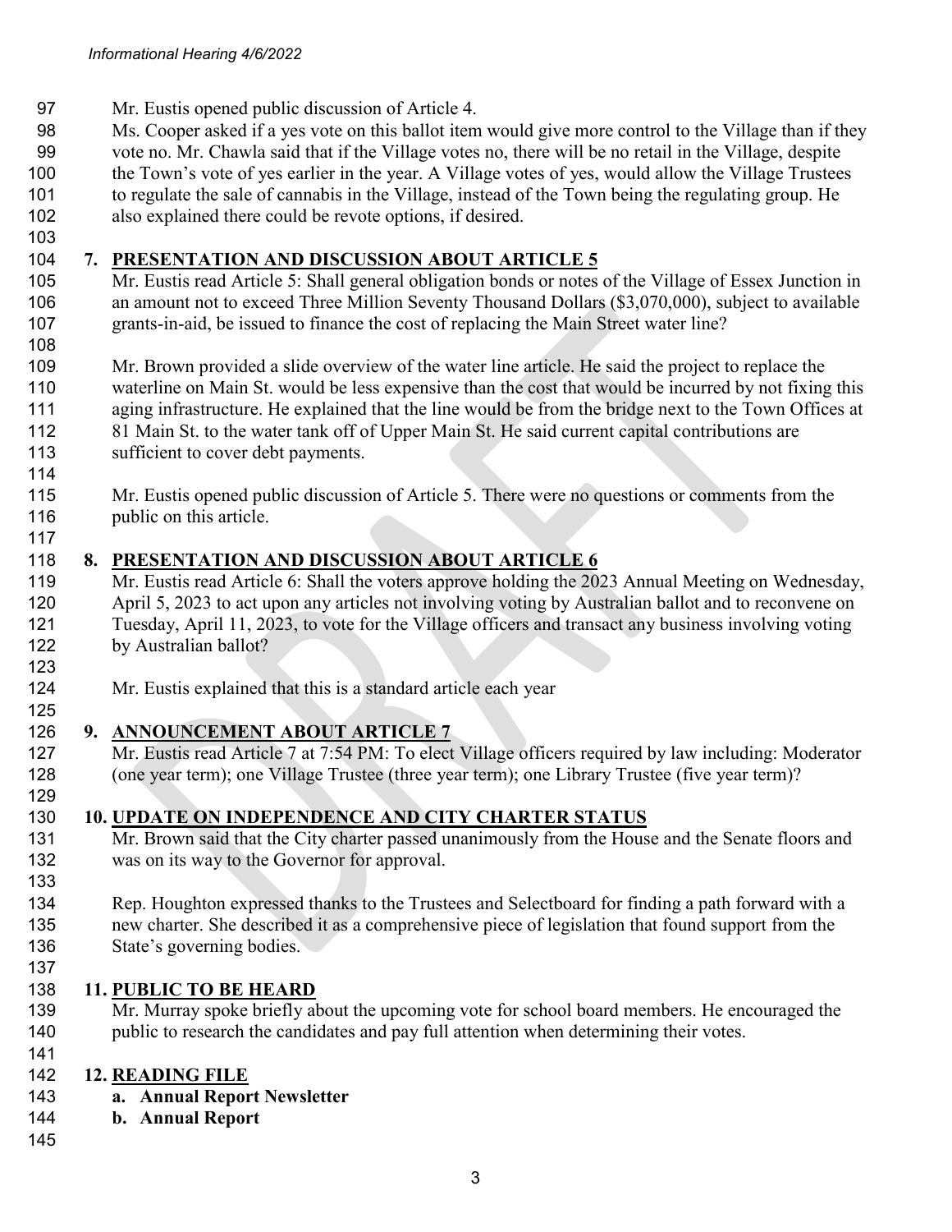Mr. Eustis opened public discussion of Article 4.

Ms. Cooper asked if a yes vote on this ballot item would give more control to the Village than if they vote no. Mr. Chawla said that if the Village votes no, there will be no retail in the Village, despite the Town's vote of yes earlier in the year. A Village votes of yes, would allow the Village Trustees to regulate the sale of cannabis in the Village, instead of the Town being the regulating group. He also explained there could be revote options, if desired.

## 7. PRESENTATION AND DISCUSSION ABOUT ARTICLE 5

Mr. Eustis read Article 5: Shall general obligation bonds or notes of the Village of Essex Junction in an amount not to exceed Three Million Seventy Thousand Dollars ($3,070,000), subject to available grants-in-aid, be issued to finance the cost of replacing the Main Street water line?

Mr. Brown provided a slide overview of the water line article. He said the project to replace the waterline on Main St. would be less expensive than the cost that would be incurred by not fixing this aging infrastructure. He explained that the line would be from the bridge next to the Town Offices at 81 Main St. to the water tank off of Upper Main St. He said current capital contributions are sufficient to cover debt payments.

Mr. Eustis opened public discussion of Article 5. There were no questions or comments from the public on this article.

## 8. PRESENTATION AND DISCUSSION ABOUT ARTICLE 6

Mr. Eustis read Article 6: Shall the voters approve holding the 2023 Annual Meeting on Wednesday, April 5, 2023 to act upon any articles not involving voting by Australian ballot and to reconvene on Tuesday, April 11, 2023, to vote for the Village officers and transact any business involving voting by Australian ballot?

Mr. Eustis explained that this is a standard article each year

## 9. ANNOUNCEMENT ABOUT ARTICLE 7

Mr. Eustis read Article 7 at 7:54 PM: To elect Village officers required by law including: Moderator (one year term); one Village Trustee (three year term); one Library Trustee (five year term)?

## 10. UPDATE ON INDEPENDENCE AND CITY CHARTER STATUS

Mr. Brown said that the City charter passed unanimously from the House and the Senate floors and was on its way to the Governor for approval.

Rep. Houghton expressed thanks to the Trustees and Selectboard for finding a path forward with a new charter. She described it as a comprehensive piece of legislation that found support from the State's governing bodies.

## 11. PUBLIC TO BE HEARD

Mr. Murray spoke briefly about the upcoming vote for school board members. He encouraged the public to research the candidates and pay full attention when determining their votes.

## 12. READING FILE

**a. Annual Report Newsletter**

**b. Annual Report**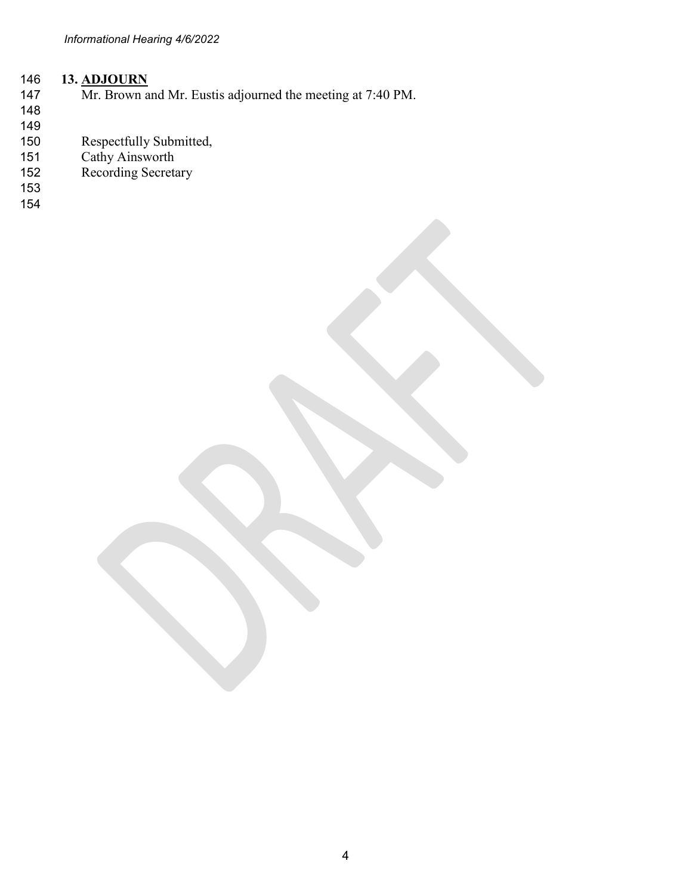## 13. **ADJOURN**

Mr. Brown and Mr. Eustis adjourned the meeting at 7:40 PM.

Respectfully Submitted,
Cathy Ainsworth
Recording Secretary